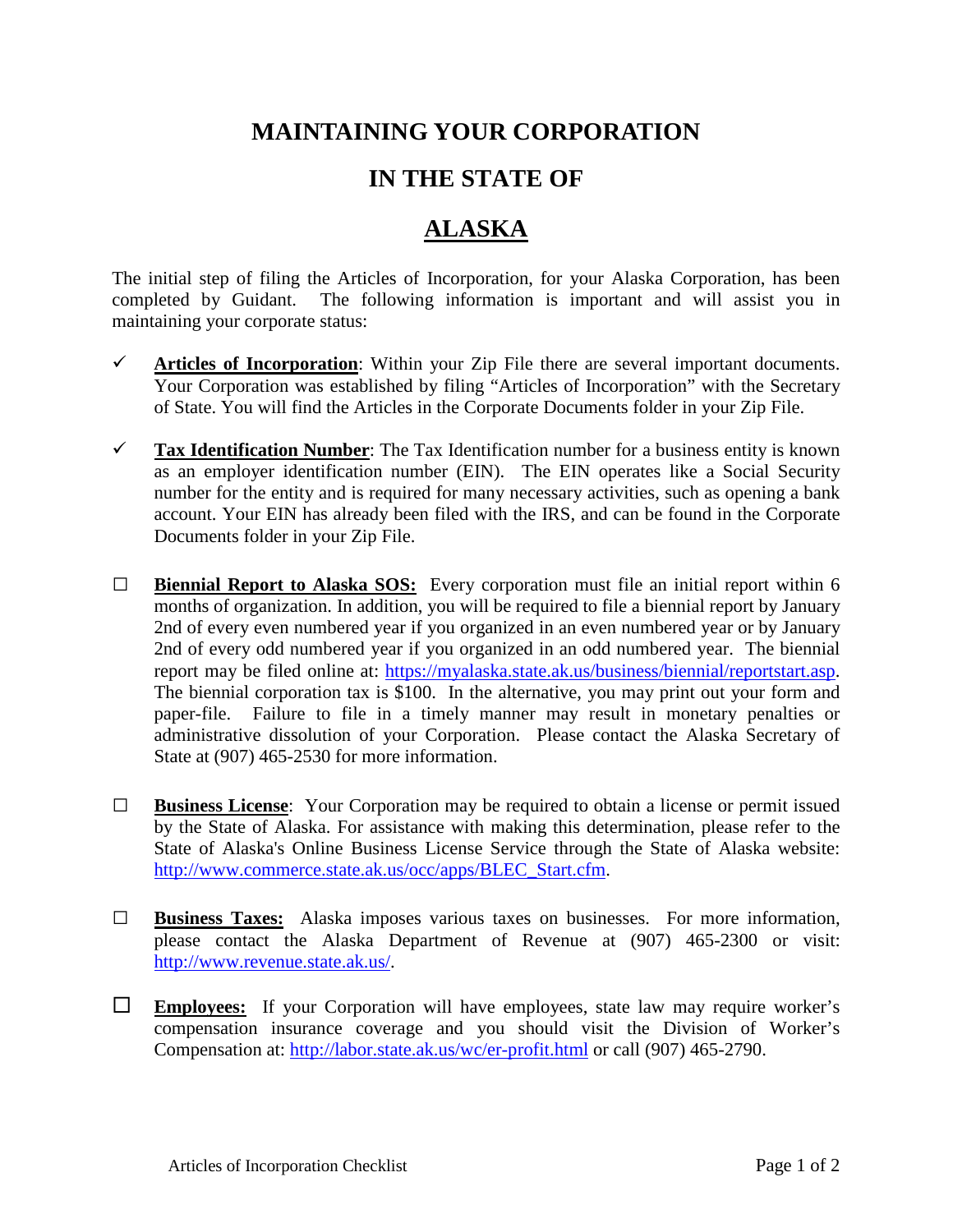# MAINTAINING YOUR CORPORATION

# IN THE STATE OF

# ALASKA

The initial step of filing the Articles of Incorporation, for your Alaska Corporation, has been completed by Guidant. The following information is important and will assist you in maintaining your corporate status:

- ✓ **Articles of Incorporation**: Within your Zip File there are several important documents. Your Corporation was established by filing "Articles of Incorporation" with the Secretary of State. You will find the Articles in the Corporate Documents folder in your Zip File.

- ✓ **Tax Identification Number**: The Tax Identification number for a business entity is known as an employer identification number (EIN). The EIN operates like a Social Security number for the entity and is required for many necessary activities, such as opening a bank account. Your EIN has already been filed with the IRS, and can be found in the Corporate Documents folder in your Zip File.

- ☐ **Biennial Report to Alaska SOS:** Every corporation must file an initial report within 6 months of organization. In addition, you will be required to file a biennial report by January 2nd of every even numbered year if you organized in an even numbered year or by January 2nd of every odd numbered year if you organized in an odd numbered year. The biennial report may be filed online at: https://myalaska.state.ak.us/business/biennial/reportstart.asp. The biennial corporation tax is $100. In the alternative, you may print out your form and paper-file. Failure to file in a timely manner may result in monetary penalties or administrative dissolution of your Corporation. Please contact the Alaska Secretary of State at (907) 465-2530 for more information.

- ☐ **Business License**: Your Corporation may be required to obtain a license or permit issued by the State of Alaska. For assistance with making this determination, please refer to the State of Alaska's Online Business License Service through the State of Alaska website: http://www.commerce.state.ak.us/occ/apps/BLEC_Start.cfm.

- ☐ **Business Taxes:** Alaska imposes various taxes on businesses. For more information, please contact the Alaska Department of Revenue at (907) 465-2300 or visit: http://www.revenue.state.ak.us/.

- ☐ **Employees:** If your Corporation will have employees, state law may require worker's compensation insurance coverage and you should visit the Division of Worker's Compensation at: http://labor.state.ak.us/wc/er-profit.html or call (907) 465-2790.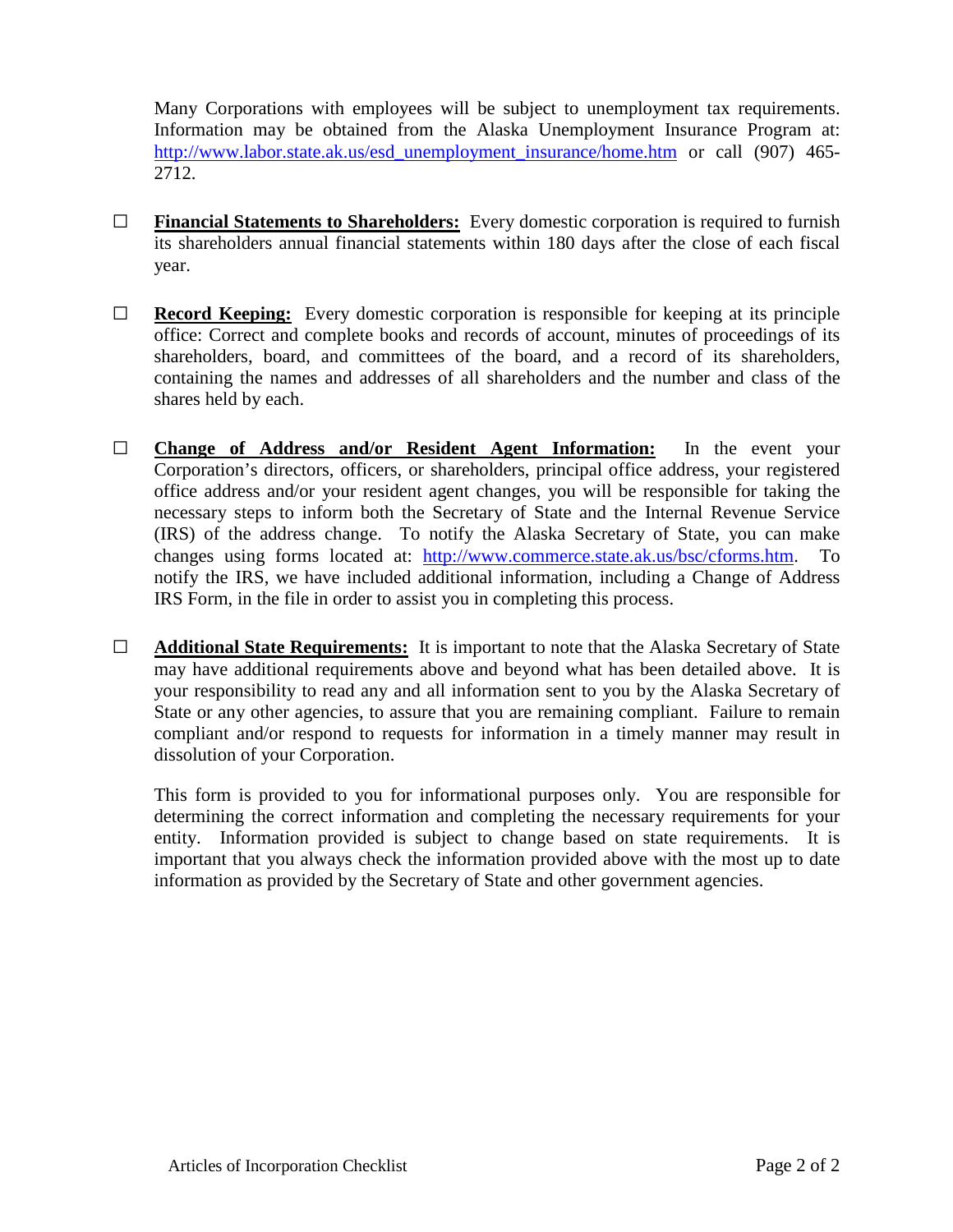Many Corporations with employees will be subject to unemployment tax requirements. Information may be obtained from the Alaska Unemployment Insurance Program at: http://www.labor.state.ak.us/esd_unemployment_insurance/home.htm or call (907) 465-2712.

- ☐ **Financial Statements to Shareholders:** Every domestic corporation is required to furnish its shareholders annual financial statements within 180 days after the close of each fiscal year.

- ☐ **Record Keeping:** Every domestic corporation is responsible for keeping at its principle office: Correct and complete books and records of account, minutes of proceedings of its shareholders, board, and committees of the board, and a record of its shareholders, containing the names and addresses of all shareholders and the number and class of the shares held by each.

- ☐ **Change of Address and/or Resident Agent Information:** In the event your Corporation's directors, officers, or shareholders, principal office address, your registered office address and/or your resident agent changes, you will be responsible for taking the necessary steps to inform both the Secretary of State and the Internal Revenue Service (IRS) of the address change. To notify the Alaska Secretary of State, you can make changes using forms located at: http://www.commerce.state.ak.us/bsc/cforms.htm. To notify the IRS, we have included additional information, including a Change of Address IRS Form, in the file in order to assist you in completing this process.

- ☐ **Additional State Requirements:** It is important to note that the Alaska Secretary of State may have additional requirements above and beyond what has been detailed above. It is your responsibility to read any and all information sent to you by the Alaska Secretary of State or any other agencies, to assure that you are remaining compliant. Failure to remain compliant and/or respond to requests for information in a timely manner may result in dissolution of your Corporation.

This form is provided to you for informational purposes only. You are responsible for determining the correct information and completing the necessary requirements for your entity. Information provided is subject to change based on state requirements. It is important that you always check the information provided above with the most up to date information as provided by the Secretary of State and other government agencies.